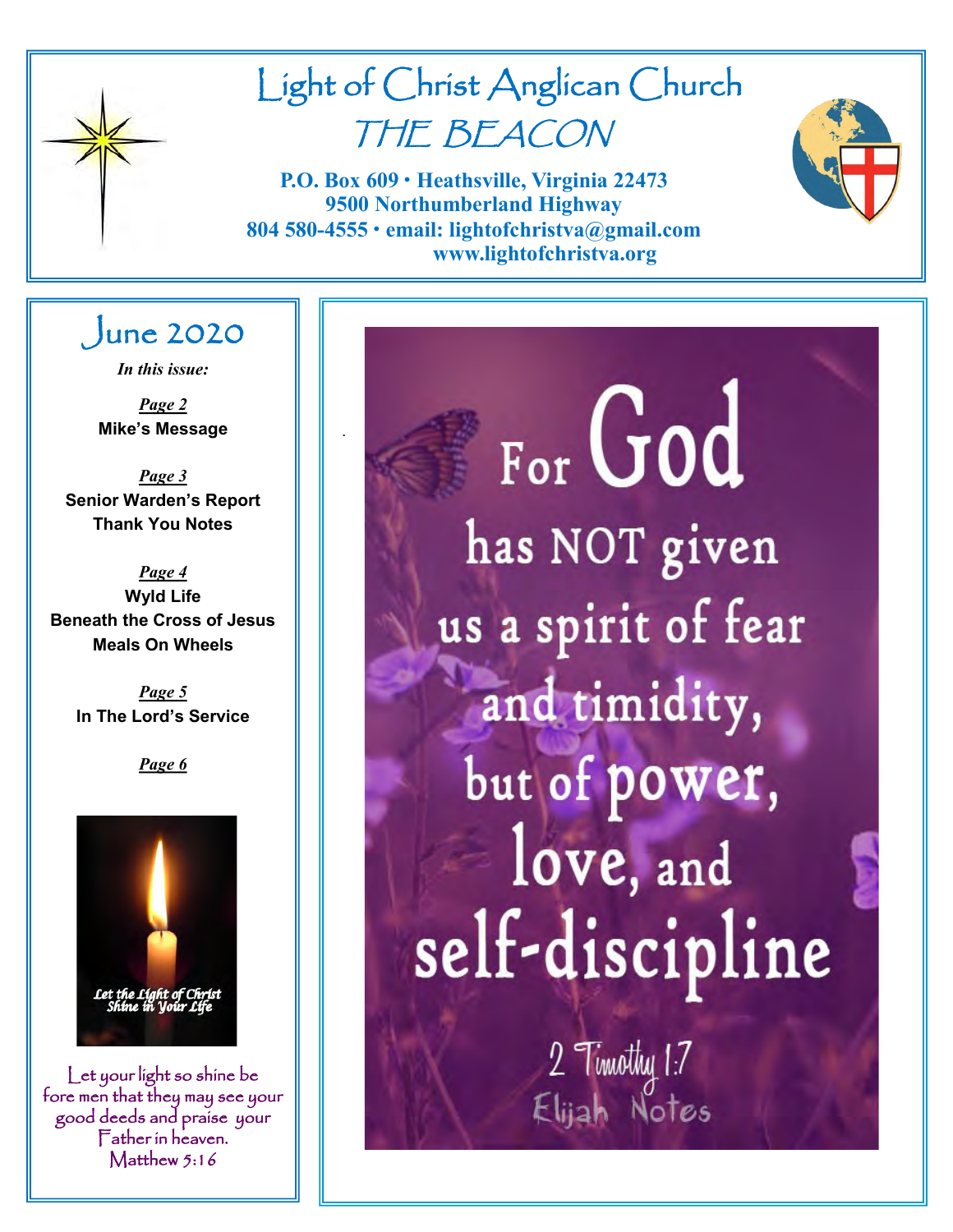# Light of Christ Anglican Church

## THE BEACON

**P.O. Box 609 • Heathsville, Virginia 22473**
**9500 Northumberland Highway**
**804 580-4555 • email: lightofchristva@gmail.com**
**www.lightofchristva.org**

## June 2020

*In this issue:*

***Page 2***
**Mike's Message**

***Page 3***
**Senior Warden's Report**
**Thank You Notes**

***Page 4***
**Wyld Life**
**Beneath the Cross of Jesus**
**Meals On Wheels**

***Page 5***
**In The Lord's Service**

***Page 6***

Let the Light of Christ Shine in Your Life

Let your light so shine before men that they may see your good deeds and praise your Father in heaven.
Matthew 5:16

For God has NOT given us a spirit of fear and timidity, but of power, love, and self-discipline

2 Timothy 1:7

Elijah Notes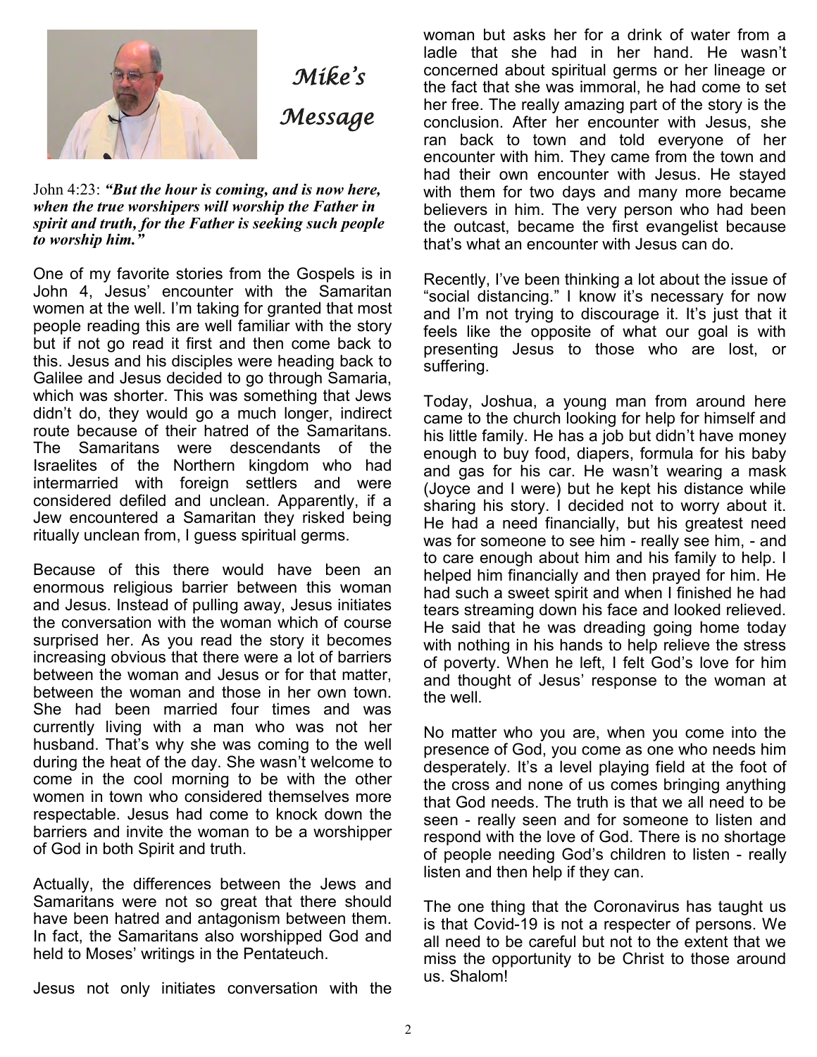# Mike's Message

John 4:23: ***"But the hour is coming, and is now here, when the true worshipers will worship the Father in spirit and truth, for the Father is seeking such people to worship him."***

One of my favorite stories from the Gospels is in John 4, Jesus' encounter with the Samaritan women at the well. I'm taking for granted that most people reading this are well familiar with the story but if not go read it first and then come back to this. Jesus and his disciples were heading back to Galilee and Jesus decided to go through Samaria, which was shorter. This was something that Jews didn't do, they would go a much longer, indirect route because of their hatred of the Samaritans. The Samaritans were descendants of the Israelites of the Northern kingdom who had intermarried with foreign settlers and were considered defiled and unclean. Apparently, if a Jew encountered a Samaritan they risked being ritually unclean from, I guess spiritual germs.

Because of this there would have been an enormous religious barrier between this woman and Jesus. Instead of pulling away, Jesus initiates the conversation with the woman which of course surprised her. As you read the story it becomes increasing obvious that there were a lot of barriers between the woman and Jesus or for that matter, between the woman and those in her own town. She had been married four times and was currently living with a man who was not her husband. That's why she was coming to the well during the heat of the day. She wasn't welcome to come in the cool morning to be with the other women in town who considered themselves more respectable. Jesus had come to knock down the barriers and invite the woman to be a worshipper of God in both Spirit and truth.

Actually, the differences between the Jews and Samaritans were not so great that there should have been hatred and antagonism between them. In fact, the Samaritans also worshipped God and held to Moses' writings in the Pentateuch.

Jesus not only initiates conversation with the woman but asks her for a drink of water from a ladle that she had in her hand. He wasn't concerned about spiritual germs or her lineage or the fact that she was immoral, he had come to set her free. The really amazing part of the story is the conclusion. After her encounter with Jesus, she ran back to town and told everyone of her encounter with him. They came from the town and had their own encounter with Jesus. He stayed with them for two days and many more became believers in him. The very person who had been the outcast, became the first evangelist because that's what an encounter with Jesus can do.

Recently, I've been thinking a lot about the issue of "social distancing." I know it's necessary for now and I'm not trying to discourage it. It's just that it feels like the opposite of what our goal is with presenting Jesus to those who are lost, or suffering.

Today, Joshua, a young man from around here came to the church looking for help for himself and his little family. He has a job but didn't have money enough to buy food, diapers, formula for his baby and gas for his car. He wasn't wearing a mask (Joyce and I were) but he kept his distance while sharing his story. I decided not to worry about it. He had a need financially, but his greatest need was for someone to see him - really see him, - and to care enough about him and his family to help. I helped him financially and then prayed for him. He had such a sweet spirit and when I finished he had tears streaming down his face and looked relieved. He said that he was dreading going home today with nothing in his hands to help relieve the stress of poverty. When he left, I felt God's love for him and thought of Jesus' response to the woman at the well.

No matter who you are, when you come into the presence of God, you come as one who needs him desperately. It's a level playing field at the foot of the cross and none of us comes bringing anything that God needs. The truth is that we all need to be seen - really seen and for someone to listen and respond with the love of God. There is no shortage of people needing God's children to listen - really listen and then help if they can.

The one thing that the Coronavirus has taught us is that Covid-19 is not a respecter of persons. We all need to be careful but not to the extent that we miss the opportunity to be Christ to those around us. Shalom!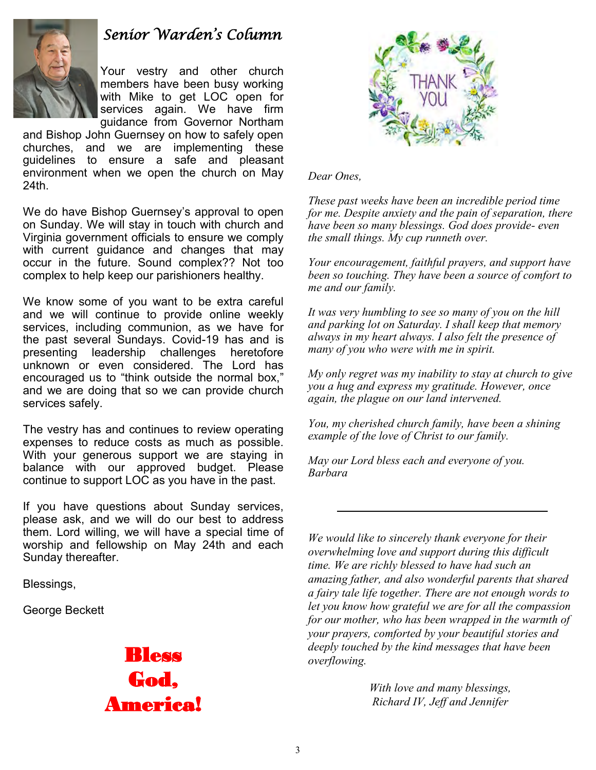## *Senior Warden's Column*

Your vestry and other church members have been busy working with Mike to get LOC open for services again. We have firm guidance from Governor Northam and Bishop John Guernsey on how to safely open churches, and we are implementing these guidelines to ensure a safe and pleasant environment when we open the church on May 24th.

We do have Bishop Guernsey's approval to open on Sunday. We will stay in touch with church and Virginia government officials to ensure we comply with current guidance and changes that may occur in the future. Sound complex?? Not too complex to help keep our parishioners healthy.

We know some of you want to be extra careful and we will continue to provide online weekly services, including communion, as we have for the past several Sundays. Covid-19 has and is presenting leadership challenges heretofore unknown or even considered. The Lord has encouraged us to "think outside the normal box," and we are doing that so we can provide church services safely.

The vestry has and continues to review operating expenses to reduce costs as much as possible. With your generous support we are staying in balance with our approved budget. Please continue to support LOC as you have in the past.

If you have questions about Sunday services, please ask, and we will do our best to address them. Lord willing, we will have a special time of worship and fellowship on May 24th and each Sunday thereafter.

Blessings,

George Beckett

**Bless God, America!**

THANK YOU

*Dear Ones,*

*These past weeks have been an incredible period time for me. Despite anxiety and the pain of separation, there have been so many blessings. God does provide- even the small things. My cup runneth over.*

*Your encouragement, faithful prayers, and support have been so touching. They have been a source of comfort to me and our family.*

*It was very humbling to see so many of you on the hill and parking lot on Saturday. I shall keep that memory always in my heart always. I also felt the presence of many of you who were with me in spirit.*

*My only regret was my inability to stay at church to give you a hug and express my gratitude. However, once again, the plague on our land intervened.*

*You, my cherished church family, have been a shining example of the love of Christ to our family.*

*May our Lord bless each and everyone of you.*
*Barbara*

---

*We would like to sincerely thank everyone for their overwhelming love and support during this difficult time. We are richly blessed to have had such an amazing father, and also wonderful parents that shared a fairy tale life together. There are not enough words to let you know how grateful we are for all the compassion for our mother, who has been wrapped in the warmth of your prayers, comforted by your beautiful stories and deeply touched by the kind messages that have been overflowing.*

*With love and many blessings,*
*Richard IV, Jeff and Jennifer*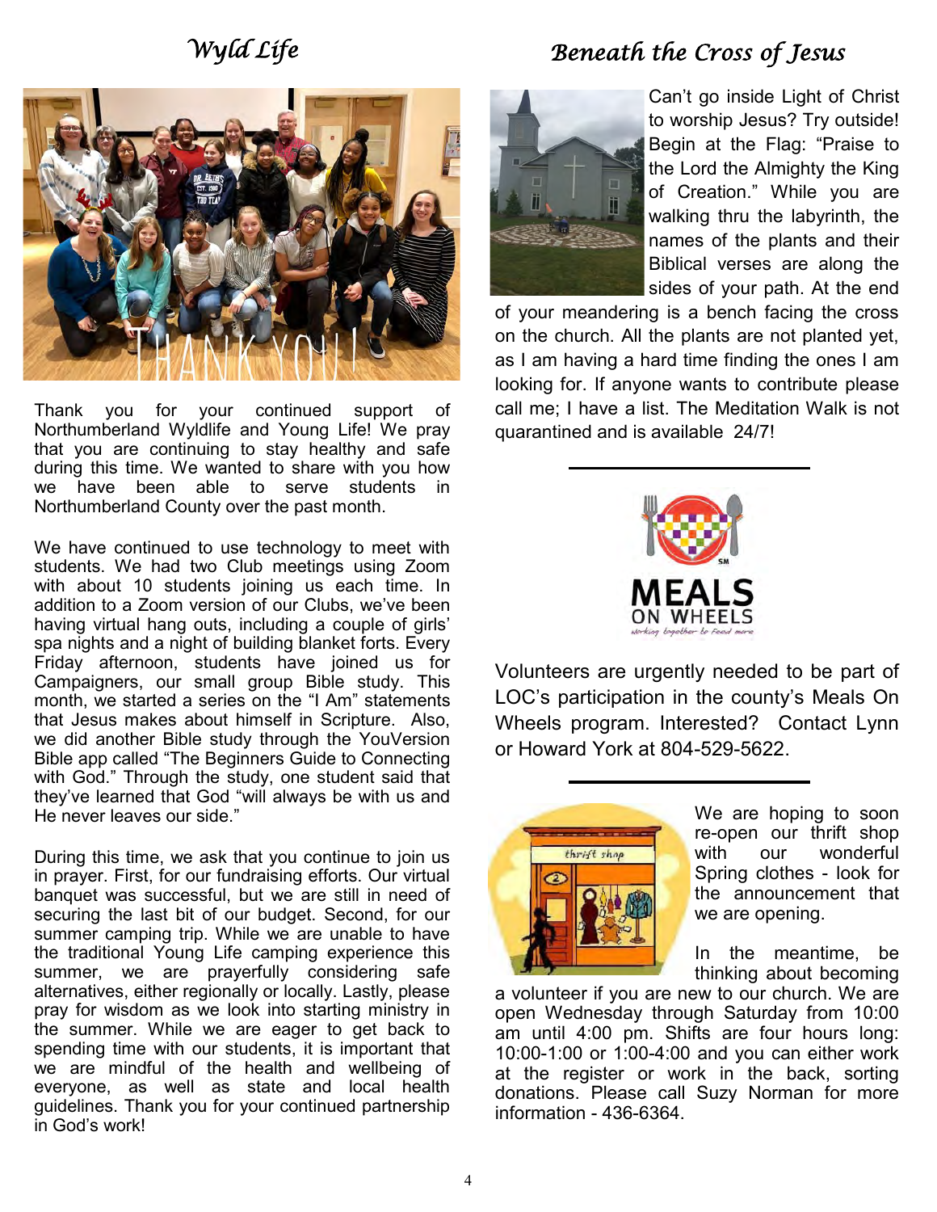## Wyld Life

Thank you for your continued support of Northumberland Wyldlife and Young Life! We pray that you are continuing to stay healthy and safe during this time. We wanted to share with you how we have been able to serve students in Northumberland County over the past month.

We have continued to use technology to meet with students. We had two Club meetings using Zoom with about 10 students joining us each time. In addition to a Zoom version of our Clubs, we've been having virtual hang outs, including a couple of girls' spa nights and a night of building blanket forts. Every Friday afternoon, students have joined us for Campaigners, our small group Bible study. This month, we started a series on the "I Am" statements that Jesus makes about himself in Scripture. Also, we did another Bible study through the YouVersion Bible app called "The Beginners Guide to Connecting with God." Through the study, one student said that they've learned that God "will always be with us and He never leaves our side."

During this time, we ask that you continue to join us in prayer. First, for our fundraising efforts. Our virtual banquet was successful, but we are still in need of securing the last bit of our budget. Second, for our summer camping trip. While we are unable to have the traditional Young Life camping experience this summer, we are prayerfully considering safe alternatives, either regionally or locally. Lastly, please pray for wisdom as we look into starting ministry in the summer. While we are eager to get back to spending time with our students, it is important that we are mindful of the health and wellbeing of everyone, as well as state and local health guidelines. Thank you for your continued partnership in God's work!

## Beneath the Cross of Jesus

Can't go inside Light of Christ to worship Jesus? Try outside! Begin at the Flag: "Praise to the Lord the Almighty the King of Creation." While you are walking thru the labyrinth, the names of the plants and their Biblical verses are along the sides of your path. At the end of your meandering is a bench facing the cross on the church. All the plants are not planted yet, as I am having a hard time finding the ones I am looking for. If anyone wants to contribute please call me; I have a list. The Meditation Walk is not quarantined and is available 24/7!

---

Volunteers are urgently needed to be part of LOC's participation in the county's Meals On Wheels program. Interested? Contact Lynn or Howard York at 804-529-5622.

---

We are hoping to soon re-open our thrift shop with our wonderful Spring clothes - look for the announcement that we are opening.

In the meantime, be thinking about becoming a volunteer if you are new to our church. We are open Wednesday through Saturday from 10:00 am until 4:00 pm. Shifts are four hours long: 10:00-1:00 or 1:00-4:00 and you can either work at the register or work in the back, sorting donations. Please call Suzy Norman for more information - 436-6364.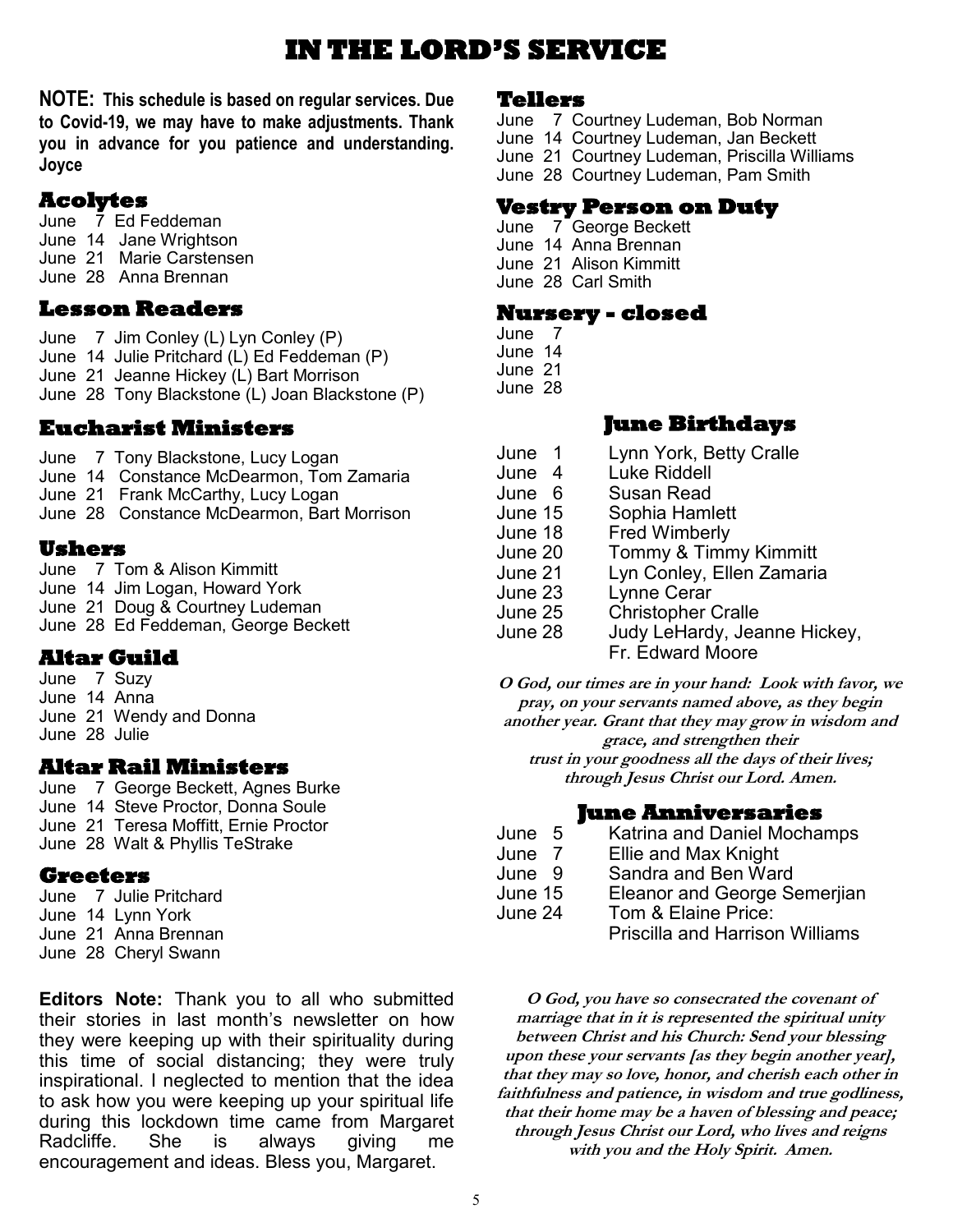# IN THE LORD'S SERVICE

**NOTE: This schedule is based on regular services. Due to Covid-19, we may have to make adjustments. Thank you in advance for you patience and understanding. Joyce**

## Acolytes

June 7 Ed Feddeman
June 14 Jane Wrightson
June 21 Marie Carstensen
June 28 Anna Brennan

## Lesson Readers

June 7 Jim Conley (L) Lyn Conley (P)
June 14 Julie Pritchard (L) Ed Feddeman (P)
June 21 Jeanne Hickey (L) Bart Morrison
June 28 Tony Blackstone (L) Joan Blackstone (P)

## Eucharist Ministers

June 7 Tony Blackstone, Lucy Logan
June 14 Constance McDearmon, Tom Zamaria
June 21 Frank McCarthy, Lucy Logan
June 28 Constance McDearmon, Bart Morrison

## Ushers

June 7 Tom & Alison Kimmitt
June 14 Jim Logan, Howard York
June 21 Doug & Courtney Ludeman
June 28 Ed Feddeman, George Beckett

## Altar Guild

June 7 Suzy
June 14 Anna
June 21 Wendy and Donna
June 28 Julie

## Altar Rail Ministers

June 7 George Beckett, Agnes Burke
June 14 Steve Proctor, Donna Soule
June 21 Teresa Moffitt, Ernie Proctor
June 28 Walt & Phyllis TeStrake

## Greeters

June 7 Julie Pritchard
June 14 Lynn York
June 21 Anna Brennan
June 28 Cheryl Swann

**Editors Note:** Thank you to all who submitted their stories in last month's newsletter on how they were keeping up with their spirituality during this time of social distancing; they were truly inspirational. I neglected to mention that the idea to ask how you were keeping up your spiritual life during this lockdown time came from Margaret Radcliffe. She is always giving me encouragement and ideas. Bless you, Margaret.

## Tellers

June 7 Courtney Ludeman, Bob Norman
June 14 Courtney Ludeman, Jan Beckett
June 21 Courtney Ludeman, Priscilla Williams
June 28 Courtney Ludeman, Pam Smith

## Vestry Person on Duty

June 7 George Beckett
June 14 Anna Brennan
June 21 Alison Kimmitt
June 28 Carl Smith

## Nursery - closed

June 7
June 14
June 21
June 28

## June Birthdays

June 1 Lynn York, Betty Cralle
June 4 Luke Riddell
June 6 Susan Read
June 15 Sophia Hamlett
June 18 Fred Wimberly
June 20 Tommy & Timmy Kimmitt
June 21 Lyn Conley, Ellen Zamaria
June 23 Lynne Cerar
June 25 Christopher Cralle
June 28 Judy LeHardy, Jeanne Hickey, Fr. Edward Moore

***O God, our times are in your hand: Look with favor, we pray, on your servants named above, as they begin another year. Grant that they may grow in wisdom and grace, and strengthen their trust in your goodness all the days of their lives; through Jesus Christ our Lord. Amen.***

## June Anniversaries

June 5 Katrina and Daniel Mochamps
June 7 Ellie and Max Knight
June 9 Sandra and Ben Ward
June 15 Eleanor and George Semerjian
June 24 Tom & Elaine Price:
Priscilla and Harrison Williams

***O God, you have so consecrated the covenant of marriage that in it is represented the spiritual unity between Christ and his Church: Send your blessing upon these your servants [as they begin another year], that they may so love, honor, and cherish each other in faithfulness and patience, in wisdom and true godliness, that their home may be a haven of blessing and peace; through Jesus Christ our Lord, who lives and reigns with you and the Holy Spirit. Amen.***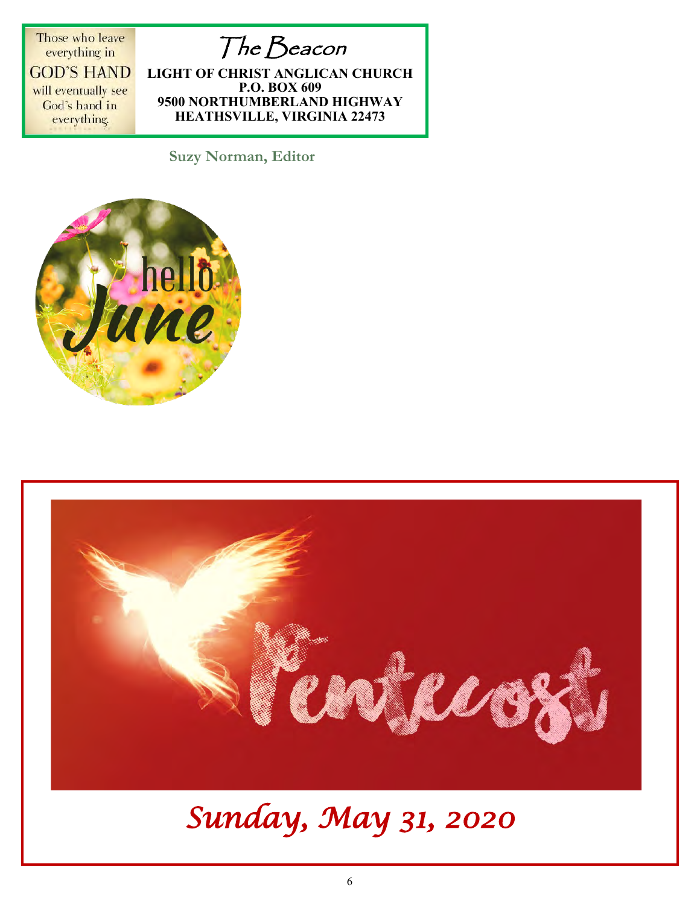Those who leave everything in GOD'S HAND will eventually see God's hand in everything.

# The Beacon

**LIGHT OF CHRIST ANGLICAN CHURCH**
**P.O. BOX 609**
**9500 NORTHUMBERLAND HIGHWAY**
**HEATHSVILLE, VIRGINIA 22473**

**Suzy Norman, Editor**

hello June

Pentecost

*Sunday, May 31, 2020*